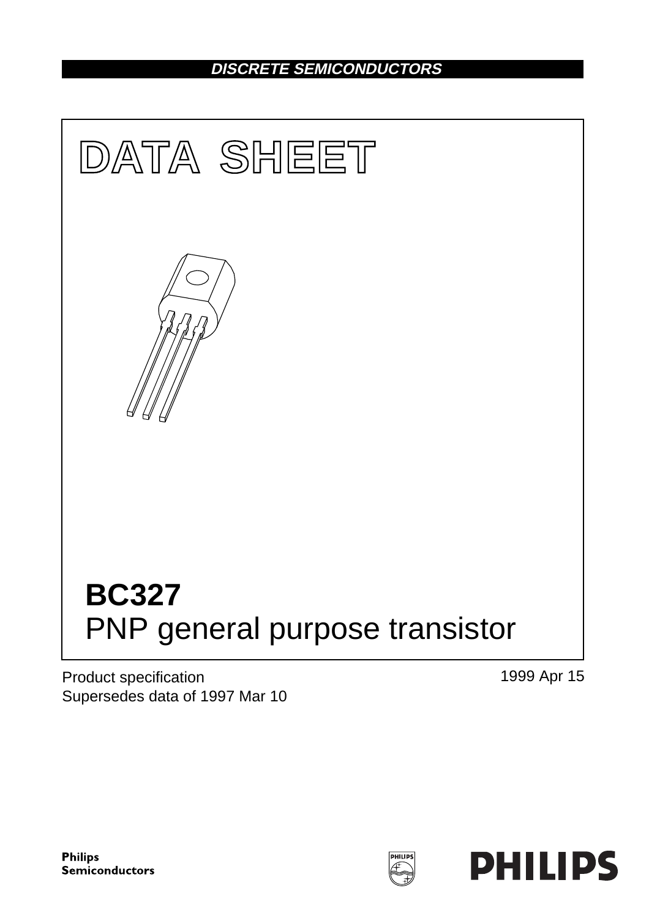DISCRETE SEMICONDUCTORS

# DATA SHEET

# BC327
## PNP general purpose transistor

Product specification
Supersedes data of 1997 Mar 10

1999 Apr 15

Philips Semiconductors

PHILIPS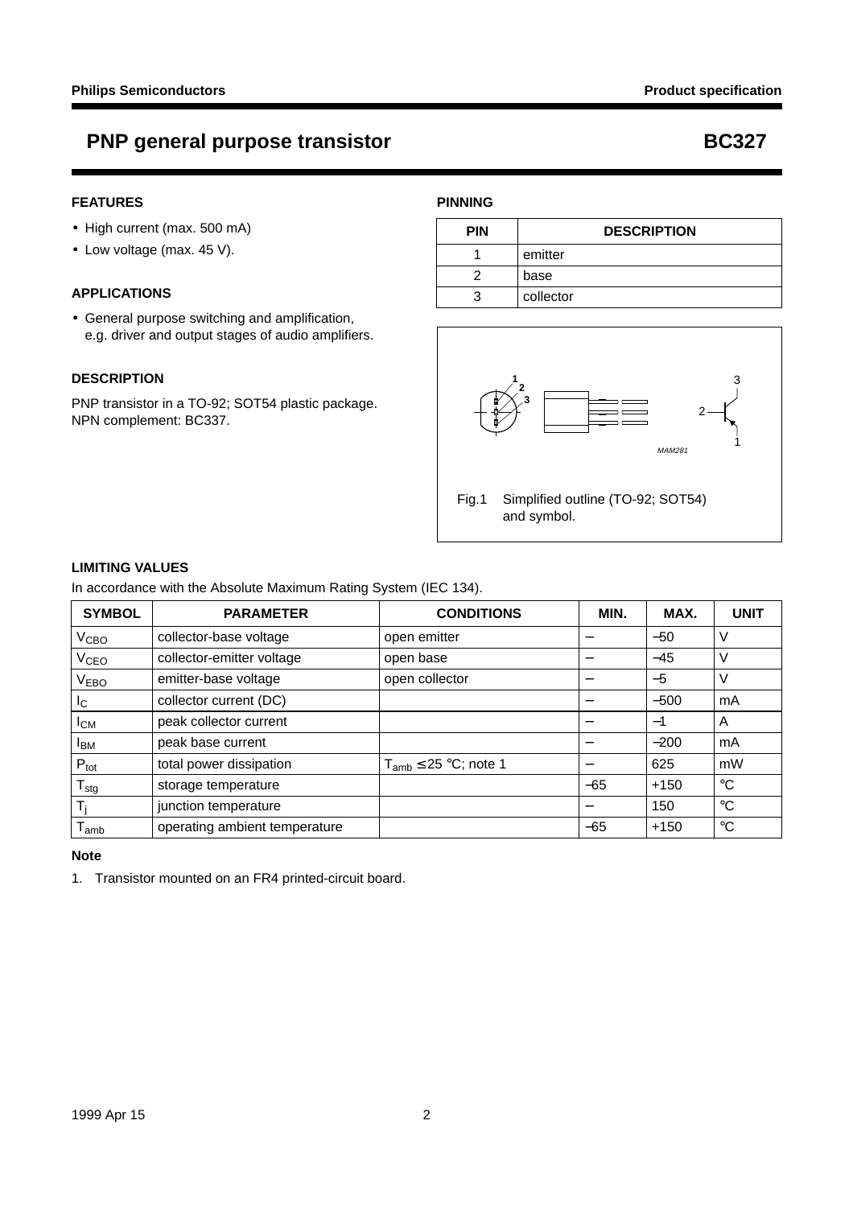# PNP general purpose transistor — BC327

## FEATURES

- High current (max. 500 mA)
- Low voltage (max. 45 V).

## APPLICATIONS

- General purpose switching and amplification, e.g. driver and output stages of audio amplifiers.

## DESCRIPTION

PNP transistor in a TO-92; SOT54 plastic package. NPN complement: BC337.

## PINNING

| PIN | DESCRIPTION |
|---|---|
| 1 | emitter |
| 2 | base |
| 3 | collector |

Fig.1 Simplified outline (TO-92; SOT54) and symbol.

## LIMITING VALUES

In accordance with the Absolute Maximum Rating System (IEC 134).

| SYMBOL | PARAMETER | CONDITIONS | MIN. | MAX. | UNIT |
|---|---|---|---|---|---|
| $V_{CBO}$ | collector-base voltage | open emitter | – | −50 | V |
| $V_{CEO}$ | collector-emitter voltage | open base | – | −45 | V |
| $V_{EBO}$ | emitter-base voltage | open collector | – | −5 | V |
| $I_C$ | collector current (DC) | | – | −500 | mA |
| $I_{CM}$ | peak collector current | | – | −1 | A |
| $I_{BM}$ | peak base current | | – | −200 | mA |
| $P_{tot}$ | total power dissipation | $T_{amb} \leq 25$ °C; note 1 | – | 625 | mW |
| $T_{stg}$ | storage temperature | | −65 | +150 | °C |
| $T_j$ | junction temperature | | – | 150 | °C |
| $T_{amb}$ | operating ambient temperature | | −65 | +150 | °C |

### Note

1. Transistor mounted on an FR4 printed-circuit board.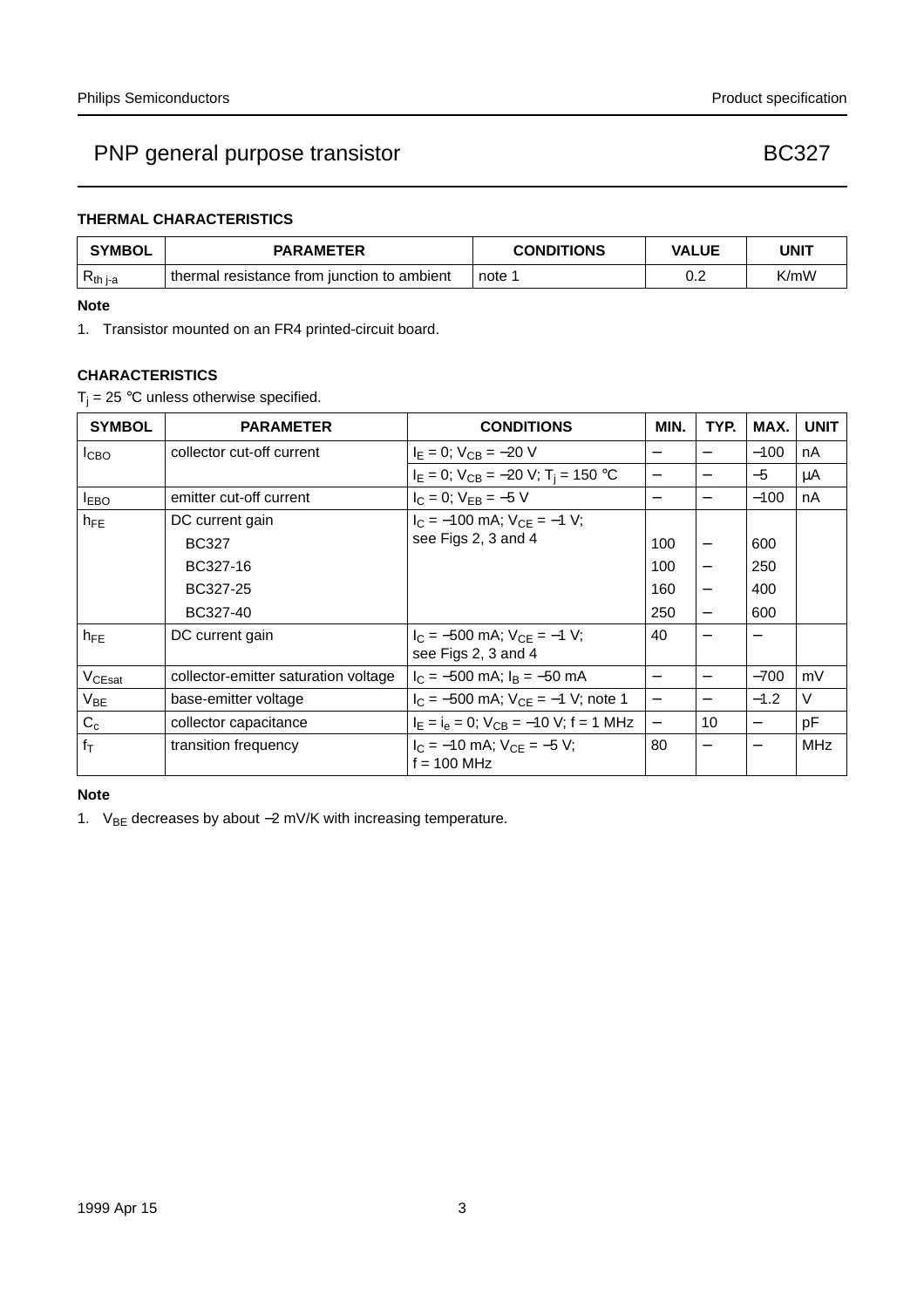### THERMAL CHARACTERISTICS

| SYMBOL | PARAMETER | CONDITIONS | VALUE | UNIT |
|---|---|---|---|---|
| $R_{th\ j\text{-}a}$ | thermal resistance from junction to ambient | note 1 | 0.2 | K/mW |

**Note**

1. Transistor mounted on an FR4 printed-circuit board.

### CHARACTERISTICS

$T_j$ = 25 °C unless otherwise specified.

| SYMBOL | PARAMETER | CONDITIONS | MIN. | TYP. | MAX. | UNIT |
|---|---|---|---|---|---|---|
| $I_{CBO}$ | collector cut-off current | $I_E$ = 0; $V_{CB}$ = −20 V | − | − | −100 | nA |
| | | $I_E$ = 0; $V_{CB}$ = −20 V; $T_j$ = 150 °C | − | − | −5 | μA |
| $I_{EBO}$ | emitter cut-off current | $I_C$ = 0; $V_{EB}$ = −5 V | − | − | −100 | nA |
| $h_{FE}$ | DC current gain | $I_C$ = −100 mA; $V_{CE}$ = −1 V; see Figs 2, 3 and 4 | | | | |
| | BC327 | | 100 | − | 600 | |
| | BC327-16 | | 100 | − | 250 | |
| | BC327-25 | | 160 | − | 400 | |
| | BC327-40 | | 250 | − | 600 | |
| $h_{FE}$ | DC current gain | $I_C$ = −500 mA; $V_{CE}$ = −1 V; see Figs 2, 3 and 4 | 40 | − | − | |
| $V_{CEsat}$ | collector-emitter saturation voltage | $I_C$ = −500 mA; $I_B$ = −50 mA | − | − | −700 | mV |
| $V_{BE}$ | base-emitter voltage | $I_C$ = −500 mA; $V_{CE}$ = −1 V; note 1 | − | − | −1.2 | V |
| $C_c$ | collector capacitance | $I_E$ = $i_e$ = 0; $V_{CB}$ = −10 V; f = 1 MHz | − | 10 | − | pF |
| $f_T$ | transition frequency | $I_C$ = −10 mA; $V_{CE}$ = −5 V; f = 100 MHz | 80 | − | − | MHz |

**Note**

1. $V_{BE}$ decreases by about −2 mV/K with increasing temperature.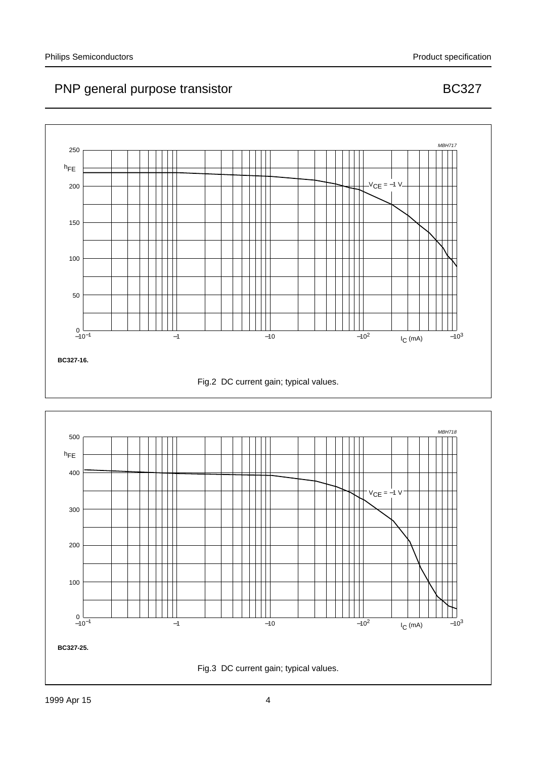MBH717

$h_{FE}$

$V_{CE} = -1$ V

$I_C$ (mA)

**BC327-16.**

Fig.2 DC current gain; typical values.

MBH718

$h_{FE}$

$V_{CE} = -1$ V

$I_C$ (mA)

**BC327-25.**

Fig.3 DC current gain; typical values.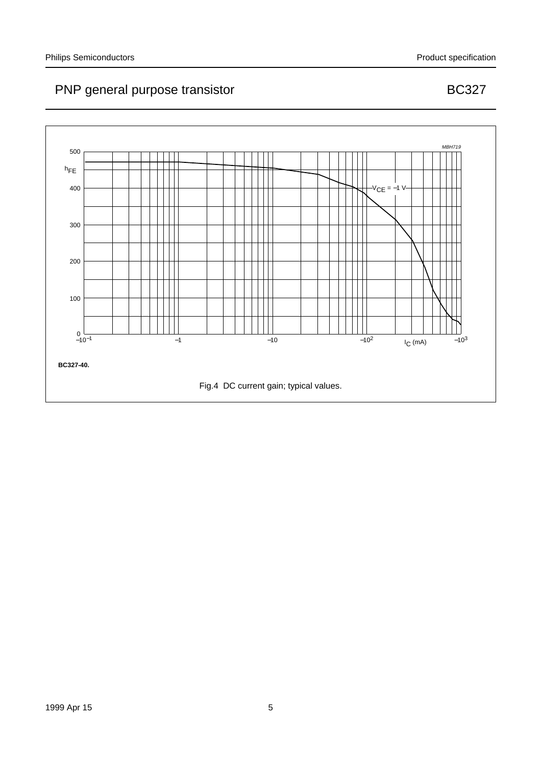# PNP general purpose transistor — BC327

MBH719

$h_{FE}$

500, 400, 300, 200, 100, 0

$V_{CE} = -1$ V

$-10^{-1}$, $-1$, $-10$, $-10^{2}$, $-10^{3}$

$I_C$ (mA)

**BC327-40.**

Fig.4 DC current gain; typical values.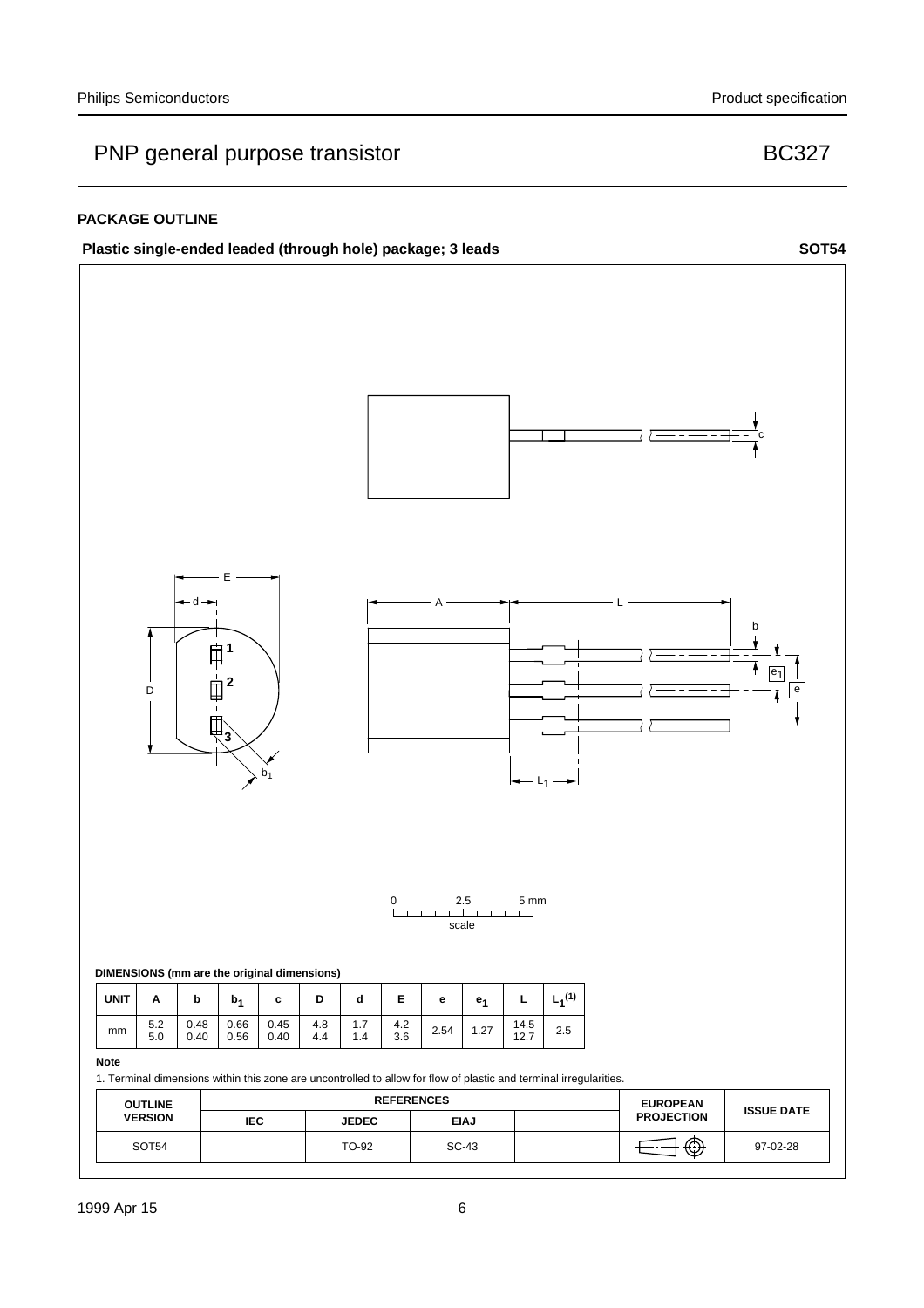## PACKAGE OUTLINE

**Plastic single-ended leaded (through hole) package; 3 leads** **SOT54**

**DIMENSIONS (mm are the original dimensions)**

| UNIT | A | b | $b_1$ | c | D | d | E | e | $e_1$ | L | $L_1$[(1)] |
|---|---|---|---|---|---|---|---|---|---|---|---|
| mm | 5.2<br>5.0 | 0.48<br>0.40 | 0.66<br>0.56 | 0.45<br>0.40 | 4.8<br>4.4 | 1.7<br>1.4 | 4.2<br>3.6 | 2.54 | 1.27 | 14.5<br>12.7 | 2.5 |

**Note**

1. Terminal dimensions within this zone are uncontrolled to allow for flow of plastic and terminal irregularities.

| OUTLINE VERSION | REFERENCES | | | | EUROPEAN PROJECTION | ISSUE DATE |
|---|---|---|---|---|---|---|
| | IEC | JEDEC | EIAJ | | | |
| SOT54 | | TO-92 | SC-43 | | | 97-02-28 |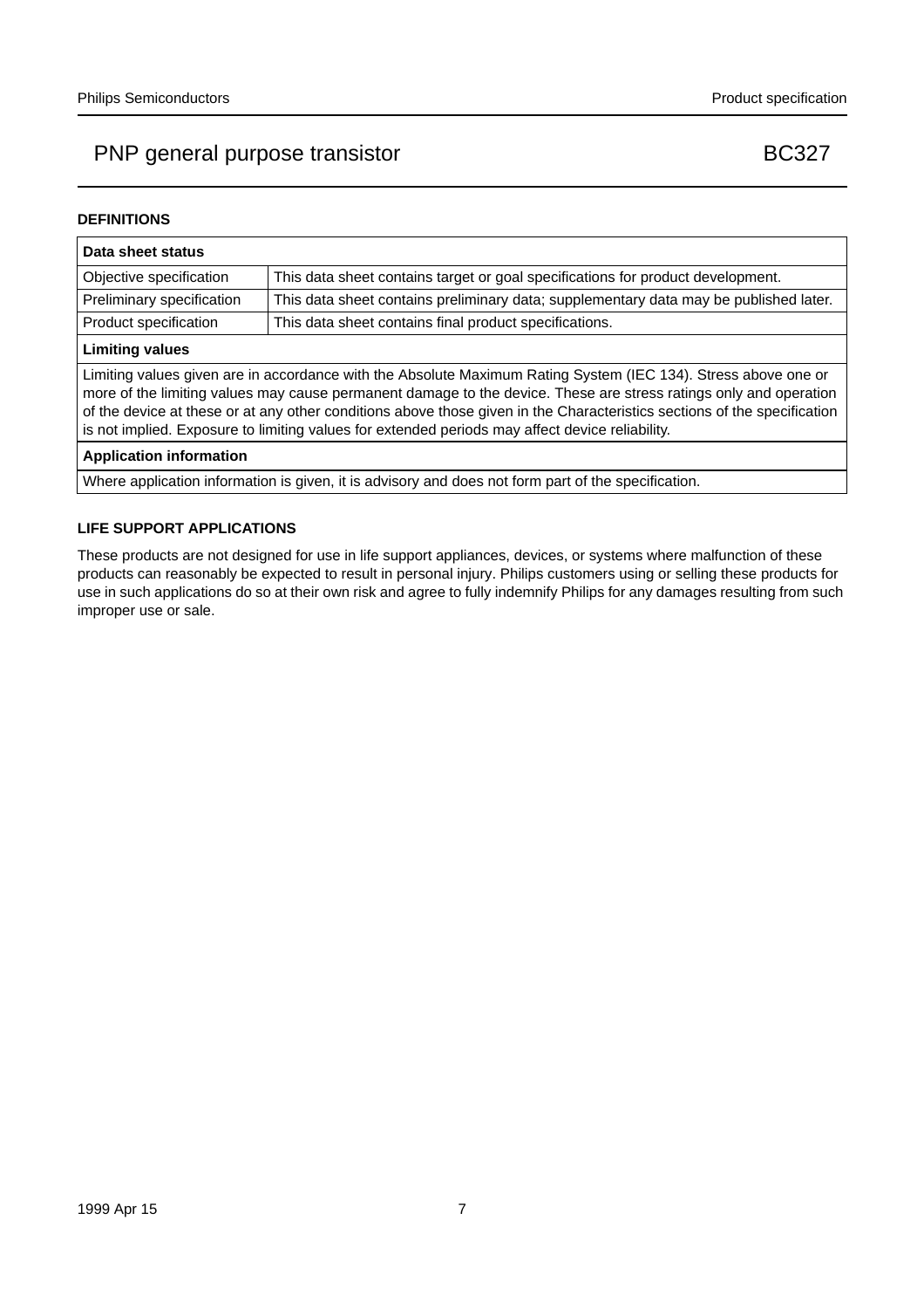## DEFINITIONS

| Data sheet status | |
|---|---|
| Objective specification | This data sheet contains target or goal specifications for product development. |
| Preliminary specification | This data sheet contains preliminary data; supplementary data may be published later. |
| Product specification | This data sheet contains final product specifications. |
| **Limiting values** | |
| Limiting values given are in accordance with the Absolute Maximum Rating System (IEC 134). Stress above one or more of the limiting values may cause permanent damage to the device. These are stress ratings only and operation of the device at these or at any other conditions above those given in the Characteristics sections of the specification is not implied. Exposure to limiting values for extended periods may affect device reliability. | |
| **Application information** | |
| Where application information is given, it is advisory and does not form part of the specification. | |

## LIFE SUPPORT APPLICATIONS

These products are not designed for use in life support appliances, devices, or systems where malfunction of these products can reasonably be expected to result in personal injury. Philips customers using or selling these products for use in such applications do so at their own risk and agree to fully indemnify Philips for any damages resulting from such improper use or sale.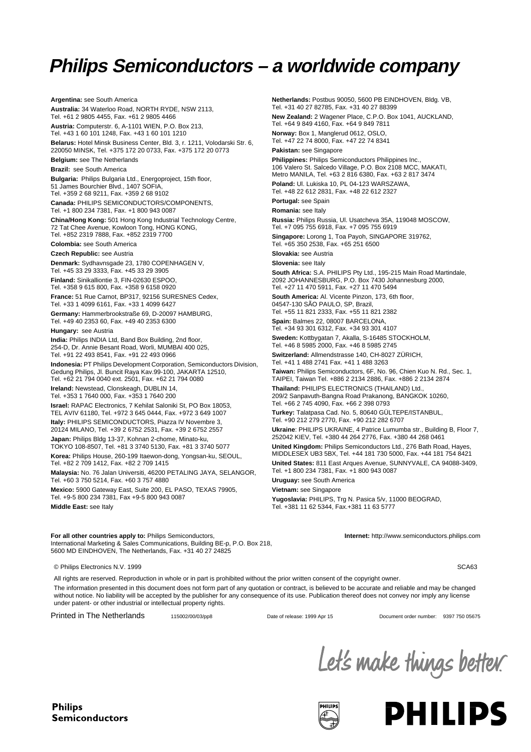# Philips Semiconductors – a worldwide company

**Argentina:** see South America

**Australia:** 34 Waterloo Road, NORTH RYDE, NSW 2113, Tel. +61 2 9805 4455, Fax. +61 2 9805 4466

**Austria:** Computerstr. 6, A-1101 WIEN, P.O. Box 213, Tel. +43 1 60 101 1248, Fax. +43 1 60 101 1210

**Belarus:** Hotel Minsk Business Center, Bld. 3, r. 1211, Volodarski Str. 6, 220050 MINSK, Tel. +375 172 20 0733, Fax. +375 172 20 0773

**Belgium:** see The Netherlands

**Brazil:** see South America

**Bulgaria:** Philips Bulgaria Ltd., Energoproject, 15th floor, 51 James Bourchier Blvd., 1407 SOFIA, Tel. +359 2 68 9211, Fax. +359 2 68 9102

**Canada:** PHILIPS SEMICONDUCTORS/COMPONENTS, Tel. +1 800 234 7381, Fax. +1 800 943 0087

**China/Hong Kong:** 501 Hong Kong Industrial Technology Centre, 72 Tat Chee Avenue, Kowloon Tong, HONG KONG, Tel. +852 2319 7888, Fax. +852 2319 7700

**Colombia:** see South America

**Czech Republic:** see Austria

**Denmark:** Sydhavnsgade 23, 1780 COPENHAGEN V, Tel. +45 33 29 3333, Fax. +45 33 29 3905

**Finland:** Sinikalliontie 3, FIN-02630 ESPOO, Tel. +358 9 615 800, Fax. +358 9 6158 0920

**France:** 51 Rue Carnot, BP317, 92156 SURESNES Cedex, Tel. +33 1 4099 6161, Fax. +33 1 4099 6427

**Germany:** Hammerbrookstraße 69, D-20097 HAMBURG, Tel. +49 40 2353 60, Fax. +49 40 2353 6300

**Hungary:** see Austria

**India:** Philips INDIA Ltd, Band Box Building, 2nd floor, 254-D, Dr. Annie Besant Road, Worli, MUMBAI 400 025, Tel. +91 22 493 8541, Fax. +91 22 493 0966

**Indonesia:** PT Philips Development Corporation, Semiconductors Division, Gedung Philips, Jl. Buncit Raya Kav.99-100, JAKARTA 12510, Tel. +62 21 794 0040 ext. 2501, Fax. +62 21 794 0080

**Ireland:** Newstead, Clonskeagh, DUBLIN 14, Tel. +353 1 7640 000, Fax. +353 1 7640 200

**Israel:** RAPAC Electronics, 7 Kehilat Saloniki St, PO Box 18053, TEL AVIV 61180, Tel. +972 3 645 0444, Fax. +972 3 649 1007

**Italy:** PHILIPS SEMICONDUCTORS, Piazza IV Novembre 3, 20124 MILANO, Tel. +39 2 6752 2531, Fax. +39 2 6752 2557

**Japan:** Philips Bldg 13-37, Kohnan 2-chome, Minato-ku, TOKYO 108-8507, Tel. +81 3 3740 5130, Fax. +81 3 3740 5077

**Korea:** Philips House, 260-199 Itaewon-dong, Yongsan-ku, SEOUL, Tel. +82 2 709 1412, Fax. +82 2 709 1415

**Malaysia:** No. 76 Jalan Universiti, 46200 PETALING JAYA, SELANGOR, Tel. +60 3 750 5214, Fax. +60 3 757 4880

**Mexico:** 5900 Gateway East, Suite 200, EL PASO, TEXAS 79905, Tel. +9-5 800 234 7381, Fax +9-5 800 943 0087

**Middle East:** see Italy

**Netherlands:** Postbus 90050, 5600 PB EINDHOVEN, Bldg. VB, Tel. +31 40 27 82785, Fax. +31 40 27 88399

**New Zealand:** 2 Wagener Place, C.P.O. Box 1041, AUCKLAND, Tel. +64 9 849 4160, Fax. +64 9 849 7811

**Norway:** Box 1, Manglerud 0612, OSLO, Tel. +47 22 74 8000, Fax. +47 22 74 8341

**Pakistan:** see Singapore

**Philippines:** Philips Semiconductors Philippines Inc., 106 Valero St. Salcedo Village, P.O. Box 2108 MCC, MAKATI, Metro MANILA, Tel. +63 2 816 6380, Fax. +63 2 817 3474

**Poland:** Ul. Lukiska 10, PL 04-123 WARSZAWA, Tel. +48 22 612 2831, Fax. +48 22 612 2327

**Portugal:** see Spain

**Romania:** see Italy

**Russia:** Philips Russia, Ul. Usatcheva 35A, 119048 MOSCOW, Tel. +7 095 755 6918, Fax. +7 095 755 6919

**Singapore:** Lorong 1, Toa Payoh, SINGAPORE 319762, Tel. +65 350 2538, Fax. +65 251 6500

**Slovakia:** see Austria

**Slovenia:** see Italy

**South Africa:** S.A. PHILIPS Pty Ltd., 195-215 Main Road Martindale, 2092 JOHANNESBURG, P.O. Box 7430 Johannesburg 2000, Tel. +27 11 470 5911, Fax. +27 11 470 5494

**South America:** Al. Vicente Pinzon, 173, 6th floor, 04547-130 SÃO PAULO, SP, Brazil, Tel. +55 11 821 2333, Fax. +55 11 821 2382

**Spain:** Balmes 22, 08007 BARCELONA, Tel. +34 93 301 6312, Fax. +34 93 301 4107

**Sweden:** Kottbygatan 7, Akalla, S-16485 STOCKHOLM, Tel. +46 8 5985 2000, Fax. +46 8 5985 2745

**Switzerland:** Allmendstrasse 140, CH-8027 ZÜRICH, Tel. +41 1 488 2741 Fax. +41 1 488 3263

**Taiwan:** Philips Semiconductors, 6F, No. 96, Chien Kuo N. Rd., Sec. 1, TAIPEI, Taiwan Tel. +886 2 2134 2886, Fax. +886 2 2134 2874

**Thailand:** PHILIPS ELECTRONICS (THAILAND) Ltd., 209/2 Sanpavuth-Bangna Road Prakanong, BANGKOK 10260, Tel. +66 2 745 4090, Fax. +66 2 398 0793

**Turkey:** Talatpasa Cad. No. 5, 80640 GÜLTEPE/ISTANBUL, Tel. +90 212 279 2770, Fax. +90 212 282 6707

**Ukraine**: PHILIPS UKRAINE, 4 Patrice Lumumba str., Building B, Floor 7, 252042 KIEV, Tel. +380 44 264 2776, Fax. +380 44 268 0461

**United Kingdom:** Philips Semiconductors Ltd., 276 Bath Road, Hayes, MIDDLESEX UB3 5BX, Tel. +44 181 730 5000, Fax. +44 181 754 8421

**United States:** 811 East Arques Avenue, SUNNYVALE, CA 94088-3409, Tel. +1 800 234 7381, Fax. +1 800 943 0087

**Uruguay:** see South America

**Vietnam:** see Singapore

**Yugoslavia:** PHILIPS, Trg N. Pasica 5/v, 11000 BEOGRAD, Tel. +381 11 62 5344, Fax.+381 11 63 5777

**For all other countries apply to:** Philips Semiconductors, International Marketing & Sales Communications, Building BE-p, P.O. Box 218, 5600 MD EINDHOVEN, The Netherlands, Fax. +31 40 27 24825

**Internet:** http://www.semiconductors.philips.com

© Philips Electronics N.V. 1999 SCA63

All rights are reserved. Reproduction in whole or in part is prohibited without the prior written consent of the copyright owner.

The information presented in this document does not form part of any quotation or contract, is believed to be accurate and reliable and may be changed without notice. No liability will be accepted by the publisher for any consequence of its use. Publication thereof does not convey nor imply any license under patent- or other industrial or intellectual property rights.

Printed in The Netherlands 115002/00/03/pp8 Date of release: 1999 Apr 15 Document order number: 9397 750 05675

Let's make things better.

**Philips Semiconductors**

**PHILIPS**